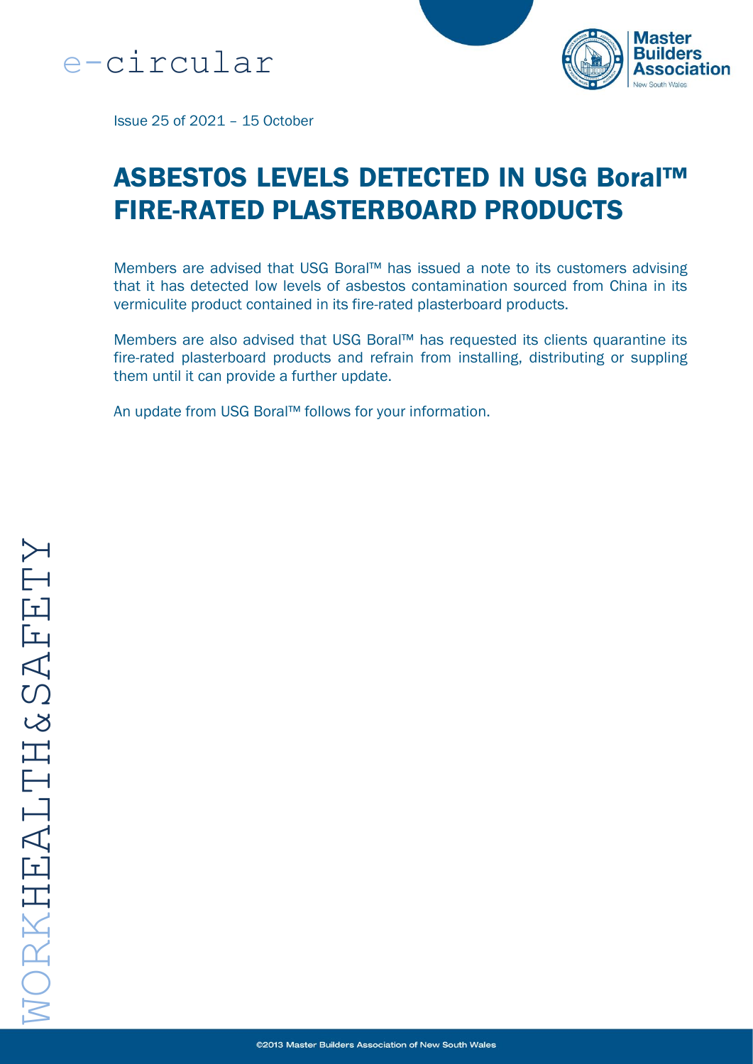e-circular

Issue 25 of 2021 – 15 October

# ASBESTOS LEVELS DETECTED IN USG Boral™ FIRE-RATED PLASTERBOARD PRODUCTS

Members are advised that USG Boral™ has issued a note to its customers advising that it has detected low levels of asbestos contamination sourced from China in its vermiculite product contained in its fire-rated plasterboard products.

Members are also advised that USG Boral™ has requested its clients quarantine its fire-rated plasterboard products and refrain from installing, distributing or suppling them until it can provide a further update.

An update from USG Boral™ follows for your information.

WORKHEALTH&SAFETY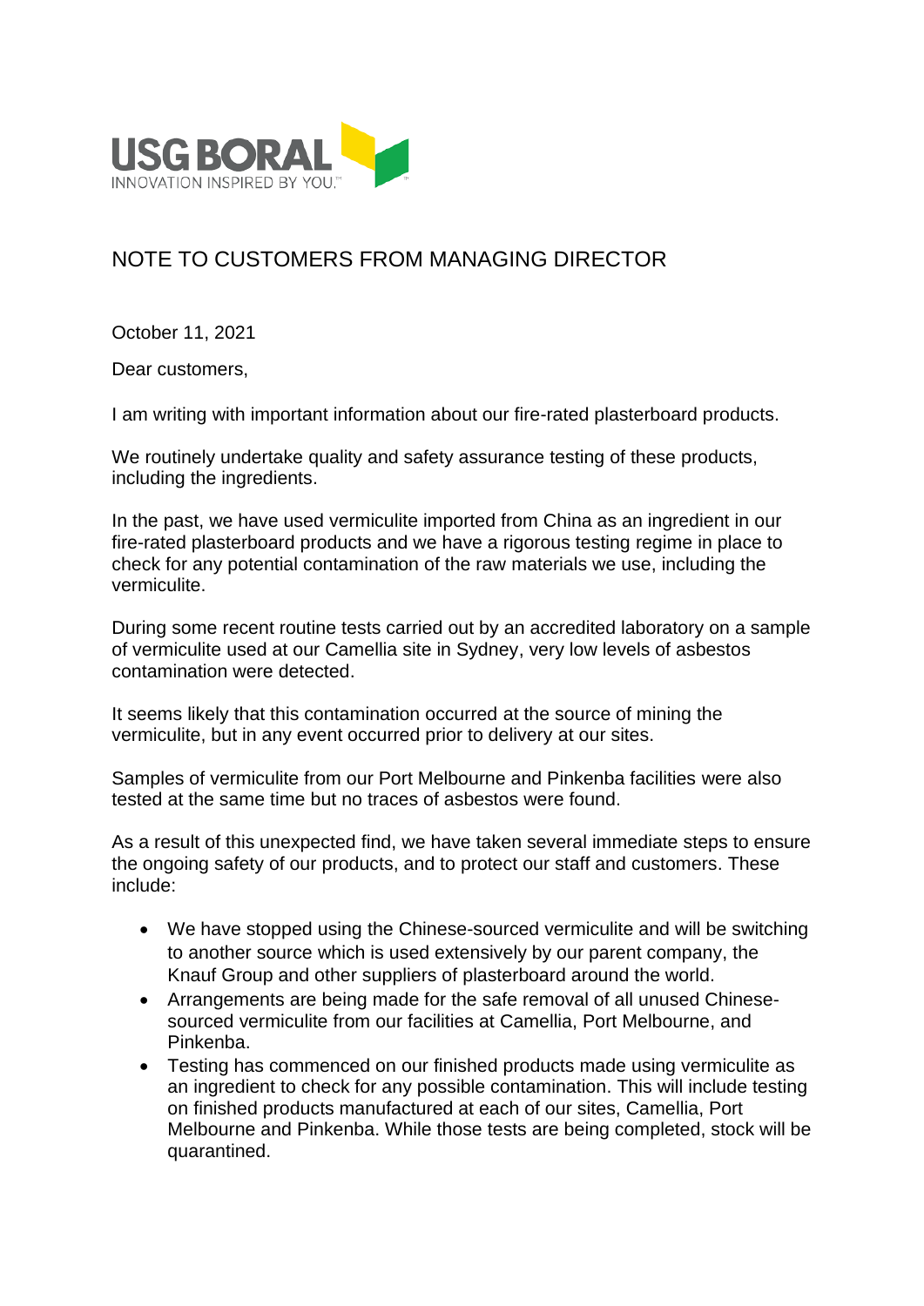# NOTE TO CUSTOMERS FROM MANAGING DIRECTOR

October 11, 2021

Dear customers,

I am writing with important information about our fire-rated plasterboard products.

We routinely undertake quality and safety assurance testing of these products, including the ingredients.

In the past, we have used vermiculite imported from China as an ingredient in our fire-rated plasterboard products and we have a rigorous testing regime in place to check for any potential contamination of the raw materials we use, including the vermiculite.

During some recent routine tests carried out by an accredited laboratory on a sample of vermiculite used at our Camellia site in Sydney, very low levels of asbestos contamination were detected.

It seems likely that this contamination occurred at the source of mining the vermiculite, but in any event occurred prior to delivery at our sites.

Samples of vermiculite from our Port Melbourne and Pinkenba facilities were also tested at the same time but no traces of asbestos were found.

As a result of this unexpected find, we have taken several immediate steps to ensure the ongoing safety of our products, and to protect our staff and customers. These include:

- We have stopped using the Chinese-sourced vermiculite and will be switching to another source which is used extensively by our parent company, the Knauf Group and other suppliers of plasterboard around the world.
- Arrangements are being made for the safe removal of all unused Chinese-sourced vermiculite from our facilities at Camellia, Port Melbourne, and Pinkenba.
- Testing has commenced on our finished products made using vermiculite as an ingredient to check for any possible contamination. This will include testing on finished products manufactured at each of our sites, Camellia, Port Melbourne and Pinkenba. While those tests are being completed, stock will be quarantined.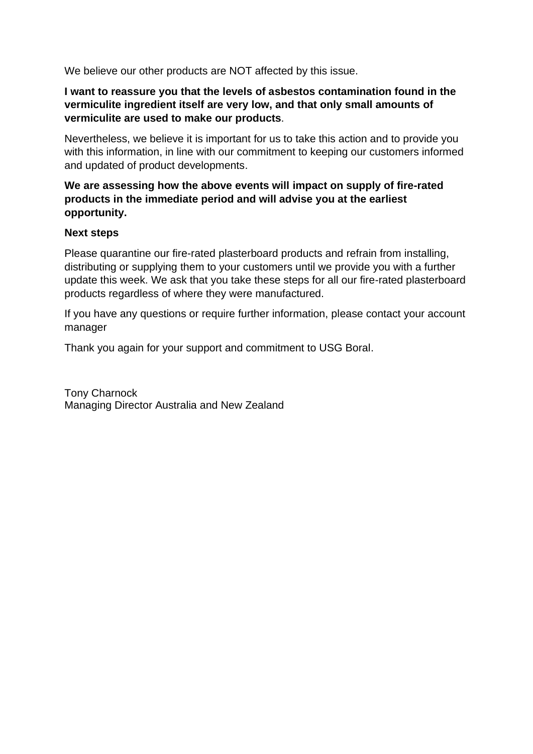We believe our other products are NOT affected by this issue.

**I want to reassure you that the levels of asbestos contamination found in the vermiculite ingredient itself are very low, and that only small amounts of vermiculite are used to make our products**.

Nevertheless, we believe it is important for us to take this action and to provide you with this information, in line with our commitment to keeping our customers informed and updated of product developments.

**We are assessing how the above events will impact on supply of fire-rated products in the immediate period and will advise you at the earliest opportunity.**

**Next steps**

Please quarantine our fire-rated plasterboard products and refrain from installing, distributing or supplying them to your customers until we provide you with a further update this week. We ask that you take these steps for all our fire-rated plasterboard products regardless of where they were manufactured.

If you have any questions or require further information, please contact your account manager

Thank you again for your support and commitment to USG Boral.

Tony Charnock
Managing Director Australia and New Zealand